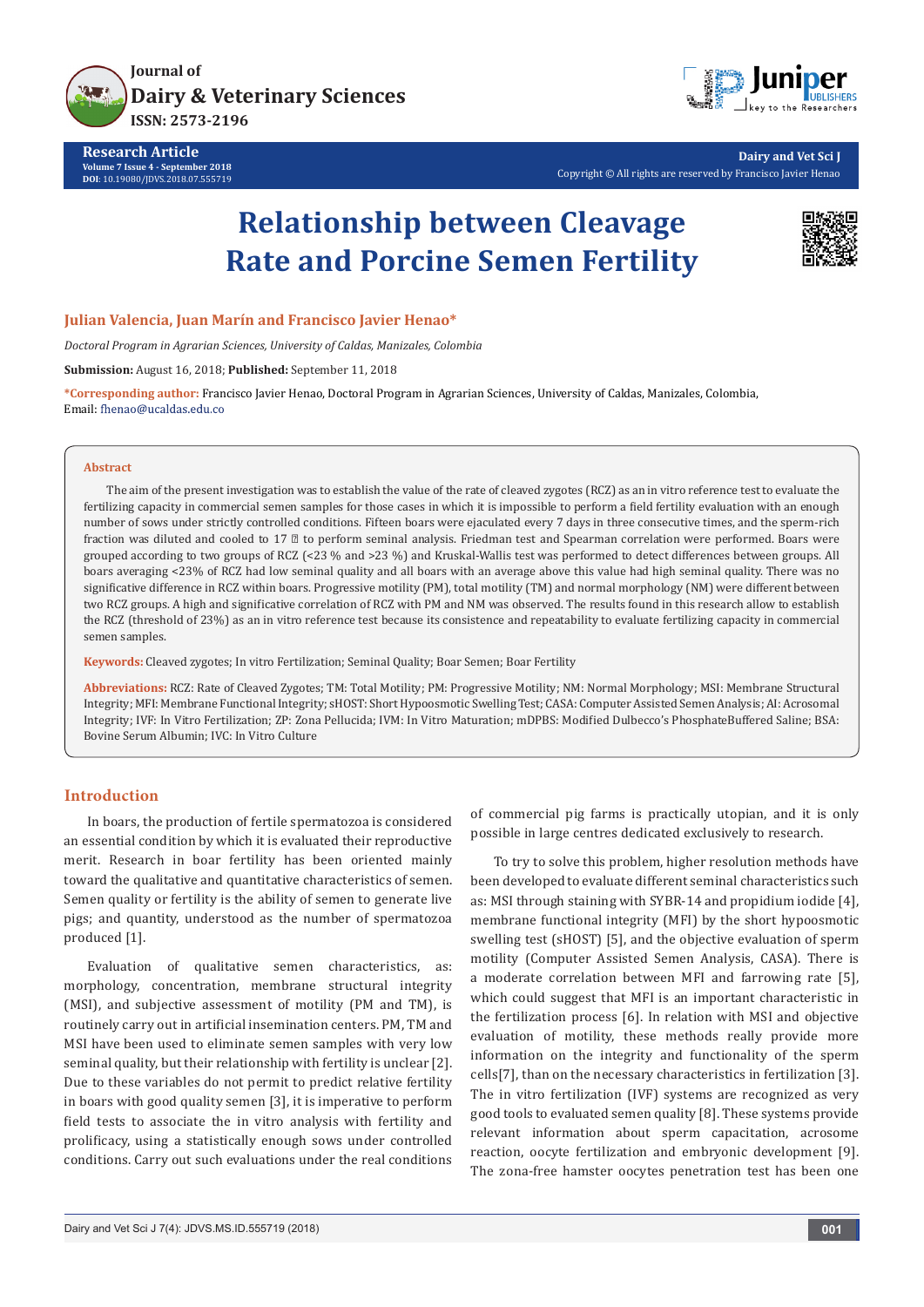# Relationship between Cleavage Rate and Porcine Semen Fertility

**Julian Valencia, Juan Marín and Francisco Javier Henao***

*Doctoral Program in Agrarian Sciences, University of Caldas, Manizales, Colombia*

**Submission:** August 16, 2018; **Published:** September 11, 2018

***Corresponding author:** Francisco Javier Henao, Doctoral Program in Agrarian Sciences, University of Caldas, Manizales, Colombia, Email: fhenao@ucaldas.edu.co

## Abstract

The aim of the present investigation was to establish the value of the rate of cleaved zygotes (RCZ) as an in vitro reference test to evaluate the fertilizing capacity in commercial semen samples for those cases in which it is impossible to perform a field fertility evaluation with an enough number of sows under strictly controlled conditions. Fifteen boars were ejaculated every 7 days in three consecutive times, and the sperm-rich fraction was diluted and cooled to 17 ⁰ to perform seminal analysis. Friedman test and Spearman correlation were performed. Boars were grouped according to two groups of RCZ (<23 % and >23 %) and Kruskal-Wallis test was performed to detect differences between groups. All boars averaging <23% of RCZ had low seminal quality and all boars with an average above this value had high seminal quality. There was no significative difference in RCZ within boars. Progressive motility (PM), total motility (TM) and normal morphology (NM) were different between two RCZ groups. A high and significative correlation of RCZ with PM and NM was observed. The results found in this research allow to establish the RCZ (threshold of 23%) as an in vitro reference test because its consistence and repeatability to evaluate fertilizing capacity in commercial semen samples.

**Keywords:** Cleaved zygotes; In vitro Fertilization; Seminal Quality; Boar Semen; Boar Fertility

**Abbreviations:** RCZ: Rate of Cleaved Zygotes; TM: Total Motility; PM: Progressive Motility; NM: Normal Morphology; MSI: Membrane Structural Integrity; MFI: Membrane Functional Integrity; sHOST: Short Hypoosmotic Swelling Test; CASA: Computer Assisted Semen Analysis; AI: Acrosomal Integrity; IVF: In Vitro Fertilization; ZP: Zona Pellucida; IVM: In Vitro Maturation; mDPBS: Modified Dulbecco's PhosphateBuffered Saline; BSA: Bovine Serum Albumin; IVC: In Vitro Culture

## Introduction

In boars, the production of fertile spermatozoa is considered an essential condition by which it is evaluated their reproductive merit. Research in boar fertility has been oriented mainly toward the qualitative and quantitative characteristics of semen. Semen quality or fertility is the ability of semen to generate live pigs; and quantity, understood as the number of spermatozoa produced [1].

Evaluation of qualitative semen characteristics, as: morphology, concentration, membrane structural integrity (MSI), and subjective assessment of motility (PM and TM), is routinely carry out in artificial insemination centers. PM, TM and MSI have been used to eliminate semen samples with very low seminal quality, but their relationship with fertility is unclear [2]. Due to these variables do not permit to predict relative fertility in boars with good quality semen [3], it is imperative to perform field tests to associate the in vitro analysis with fertility and prolificacy, using a statistically enough sows under controlled conditions. Carry out such evaluations under the real conditions of commercial pig farms is practically utopian, and it is only possible in large centres dedicated exclusively to research.

To try to solve this problem, higher resolution methods have been developed to evaluate different seminal characteristics such as: MSI through staining with SYBR-14 and propidium iodide [4], membrane functional integrity (MFI) by the short hypoosmotic swelling test (sHOST) [5], and the objective evaluation of sperm motility (Computer Assisted Semen Analysis, CASA). There is a moderate correlation between MFI and farrowing rate [5], which could suggest that MFI is an important characteristic in the fertilization process [6]. In relation with MSI and objective evaluation of motility, these methods really provide more information on the integrity and functionality of the sperm cells[7], than on the necessary characteristics in fertilization [3]. The in vitro fertilization (IVF) systems are recognized as very good tools to evaluated semen quality [8]. These systems provide relevant information about sperm capacitation, acrosome reaction, oocyte fertilization and embryonic development [9]. The zona-free hamster oocytes penetration test has been one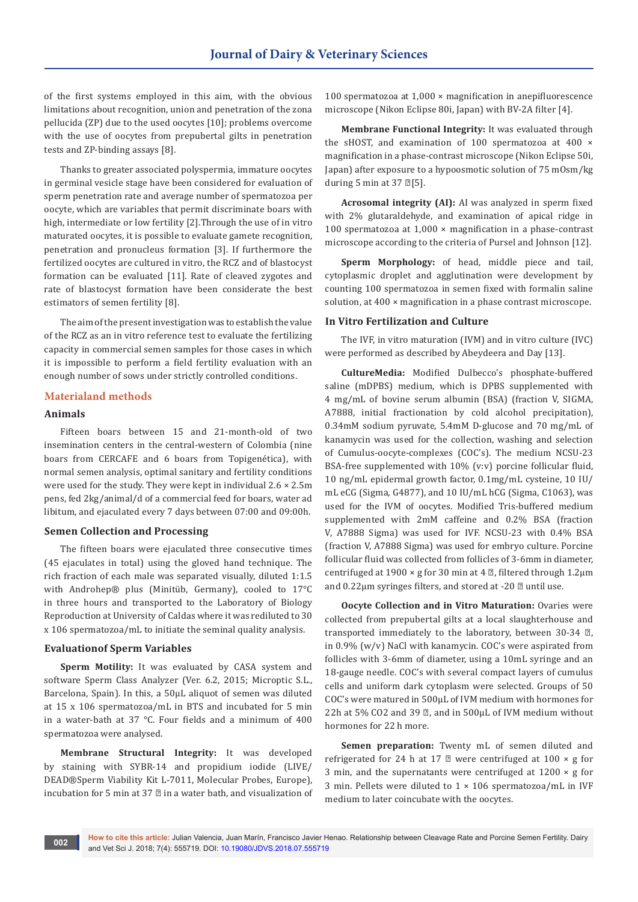of the first systems employed in this aim, with the obvious limitations about recognition, union and penetration of the zona pellucida (ZP) due to the used oocytes [10]; problems overcome with the use of oocytes from prepubertal gilts in penetration tests and ZP-binding assays [8].

Thanks to greater associated polyspermia, immature oocytes in germinal vesicle stage have been considered for evaluation of sperm penetration rate and average number of spermatozoa per oocyte, which are variables that permit discriminate boars with high, intermediate or low fertility [2].Through the use of in vitro maturated oocytes, it is possible to evaluate gamete recognition, penetration and pronucleus formation [3]. If furthermore the fertilized oocytes are cultured in vitro, the RCZ and of blastocyst formation can be evaluated [11]. Rate of cleaved zygotes and rate of blastocyst formation have been considerate the best estimators of semen fertility [8].

The aim of the present investigation was to establish the value of the RCZ as an in vitro reference test to evaluate the fertilizing capacity in commercial semen samples for those cases in which it is impossible to perform a field fertility evaluation with an enough number of sows under strictly controlled conditions.

## Materialand methods

### Animals

Fifteen boars between 15 and 21-month-old of two insemination centers in the central-western of Colombia (nine boars from CERCAFE and 6 boars from Topigenética), with normal semen analysis, optimal sanitary and fertility conditions were used for the study. They were kept in individual 2.6 × 2.5m pens, fed 2kg/animal/d of a commercial feed for boars, water ad libitum, and ejaculated every 7 days between 07:00 and 09:00h.

### Semen Collection and Processing

The fifteen boars were ejaculated three consecutive times (45 ejaculates in total) using the gloved hand technique. The rich fraction of each male was separated visually, diluted 1:1.5 with Androhep® plus (Minitüb, Germany), cooled to 17°C in three hours and transported to the Laboratory of Biology Reproduction at University of Caldas where it was rediluted to 30 x 106 spermatozoa/mL to initiate the seminal quality analysis.

### Evaluationof Sperm Variables

**Sperm Motility:** It was evaluated by CASA system and software Sperm Class Analyzer (Ver. 6.2, 2015; Microptic S.L., Barcelona, Spain). In this, a 50μL aliquot of semen was diluted at 15 x 106 spermatozoa/mL in BTS and incubated for 5 min in a water-bath at 37 °C. Four fields and a minimum of 400 spermatozoa were analysed.

**Membrane Structural Integrity:** It was developed by staining with SYBR-14 and propidium iodide (LIVE/DEAD®Sperm Viability Kit L-7011, Molecular Probes, Europe), incubation for 5 min at 37 ℃ in a water bath, and visualization of 100 spermatozoa at 1,000 × magnification in anepifluorescence microscope (Nikon Eclipse 80i, Japan) with BV-2A filter [4].

**Membrane Functional Integrity:** It was evaluated through the sHOST, and examination of 100 spermatozoa at 400 × magnification in a phase-contrast microscope (Nikon Eclipse 50i, Japan) after exposure to a hypoosmotic solution of 75 mOsm/kg during 5 min at 37 ℃ [5].

**Acrosomal integrity (AI):** AI was analyzed in sperm fixed with 2% glutaraldehyde, and examination of apical ridge in 100 spermatozoa at 1,000 × magnification in a phase-contrast microscope according to the criteria of Pursel and Johnson [12].

**Sperm Morphology:** of head, middle piece and tail, cytoplasmic droplet and agglutination were development by counting 100 spermatozoa in semen fixed with formalin saline solution, at 400 × magnification in a phase contrast microscope.

### In Vitro Fertilization and Culture

The IVF, in vitro maturation (IVM) and in vitro culture (IVC) were performed as described by Abeydeera and Day [13].

**CultureMedia:** Modified Dulbecco's phosphate-buffered saline (mDPBS) medium, which is DPBS supplemented with 4 mg/mL of bovine serum albumin (BSA) (fraction V, SIGMA, A7888, initial fractionation by cold alcohol precipitation), 0.34mM sodium pyruvate, 5.4mM D-glucose and 70 mg/mL of kanamycin was used for the collection, washing and selection of Cumulus-oocyte-complexes (COC's). The medium NCSU-23 BSA-free supplemented with 10% (v:v) porcine follicular fluid, 10 ng/mL epidermal growth factor, 0.1mg/mL cysteine, 10 IU/mL eCG (Sigma, G4877), and 10 IU/mL hCG (Sigma, C1063), was used for the IVM of oocytes. Modified Tris-buffered medium supplemented with 2mM caffeine and 0.2% BSA (fraction V, A7888 Sigma) was used for IVF. NCSU-23 with 0.4% BSA (fraction V, A7888 Sigma) was used for embryo culture. Porcine follicular fluid was collected from follicles of 3-6mm in diameter, centrifuged at 1900 × g for 30 min at 4 ℃, filtered through 1.2μm and 0.22μm syringes filters, and stored at -20 ℃ until use.

**Oocyte Collection and in Vitro Maturation:** Ovaries were collected from prepubertal gilts at a local slaughterhouse and transported immediately to the laboratory, between 30-34 ℃, in 0.9% (w/v) NaCl with kanamycin. COC's were aspirated from follicles with 3-6mm of diameter, using a 10mL syringe and an 18-gauge needle. COC's with several compact layers of cumulus cells and uniform dark cytoplasm were selected. Groups of 50 COC's were matured in 500μL of IVM medium with hormones for 22h at 5% $CO_2$ and 39 ℃, and in 500μL of IVM medium without hormones for 22 h more.

**Semen preparation:** Twenty mL of semen diluted and refrigerated for 24 h at 17 ℃ were centrifuged at 100 × g for 3 min, and the supernatants were centrifuged at 1200 × g for 3 min. Pellets were diluted to 1 × 106 spermatozoa/mL in IVF medium to later coincubate with the oocytes.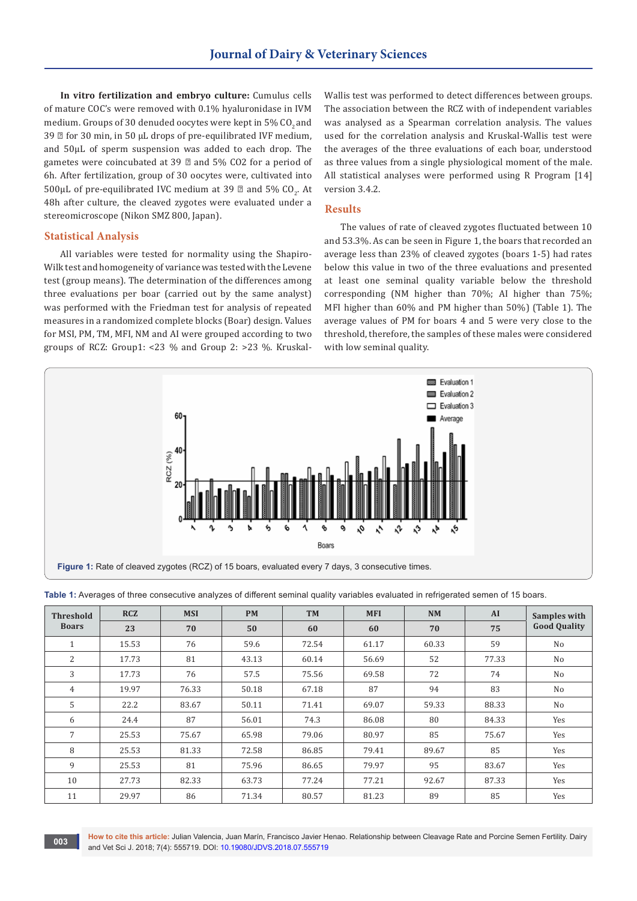**In vitro fertilization and embryo culture:** Cumulus cells of mature COC's were removed with 0.1% hyaluronidase in IVM medium. Groups of 30 denuded oocytes were kept in 5% $CO_2$ and 39 ℃ for 30 min, in 50 µL drops of pre-equilibrated IVF medium, and 50µL of sperm suspension was added to each drop. The gametes were coincubated at 39 ℃ and 5% CO2 for a period of 6h. After fertilization, group of 30 oocytes were, cultivated into 500µL of pre-equilibrated IVC medium at 39 ℃ and 5% $CO_2$. At 48h after culture, the cleaved zygotes were evaluated under a stereomicroscope (Nikon SMZ 800, Japan).

## Statistical Analysis

All variables were tested for normality using the Shapiro-Wilk test and homogeneity of variance was tested with the Levene test (group means). The determination of the differences among three evaluations per boar (carried out by the same analyst) was performed with the Friedman test for analysis of repeated measures in a randomized complete blocks (Boar) design. Values for MSI, PM, TM, MFI, NM and AI were grouped according to two groups of RCZ: Group1: <23 % and Group 2: >23 %. Kruskal-Wallis test was performed to detect differences between groups. The association between the RCZ with of independent variables was analysed as a Spearman correlation analysis. The values used for the correlation analysis and Kruskal-Wallis test were the averages of the three evaluations of each boar, understood as three values from a single physiological moment of the male. All statistical analyses were performed using R Program [14] version 3.4.2.

## Results

The values of rate of cleaved zygotes fluctuated between 10 and 53.3%. As can be seen in Figure 1, the boars that recorded an average less than 23% of cleaved zygotes (boars 1-5) had rates below this value in two of the three evaluations and presented at least one seminal quality variable below the threshold corresponding (NM higher than 70%; AI higher than 75%; MFI higher than 60% and PM higher than 50%) (Table 1). The average values of PM for boars 4 and 5 were very close to the threshold, therefore, the samples of these males were considered with low seminal quality.

**Figure 1:** Rate of cleaved zygotes (RCZ) of 15 boars, evaluated every 7 days, 3 consecutive times.

**Table 1:** Averages of three consecutive analyzes of different seminal quality variables evaluated in refrigerated semen of 15 boars.

| Threshold | RCZ | MSI | PM | TM | MFI | NM | AI | Samples with Good Quality |
|---|---|---|---|---|---|---|---|---|
| Boars | 23 | 70 | 50 | 60 | 60 | 70 | 75 | |
| 1 | 15.53 | 76 | 59.6 | 72.54 | 61.17 | 60.33 | 59 | No |
| 2 | 17.73 | 81 | 43.13 | 60.14 | 56.69 | 52 | 77.33 | No |
| 3 | 17.73 | 76 | 57.5 | 75.56 | 69.58 | 72 | 74 | No |
| 4 | 19.97 | 76.33 | 50.18 | 67.18 | 87 | 94 | 83 | No |
| 5 | 22.2 | 83.67 | 50.11 | 71.41 | 69.07 | 59.33 | 88.33 | No |
| 6 | 24.4 | 87 | 56.01 | 74.3 | 86.08 | 80 | 84.33 | Yes |
| 7 | 25.53 | 75.67 | 65.98 | 79.06 | 80.97 | 85 | 75.67 | Yes |
| 8 | 25.53 | 81.33 | 72.58 | 86.85 | 79.41 | 89.67 | 85 | Yes |
| 9 | 25.53 | 81 | 75.96 | 86.65 | 79.97 | 95 | 83.67 | Yes |
| 10 | 27.73 | 82.33 | 63.73 | 77.24 | 77.21 | 92.67 | 87.33 | Yes |
| 11 | 29.97 | 86 | 71.34 | 80.57 | 81.23 | 89 | 85 | Yes |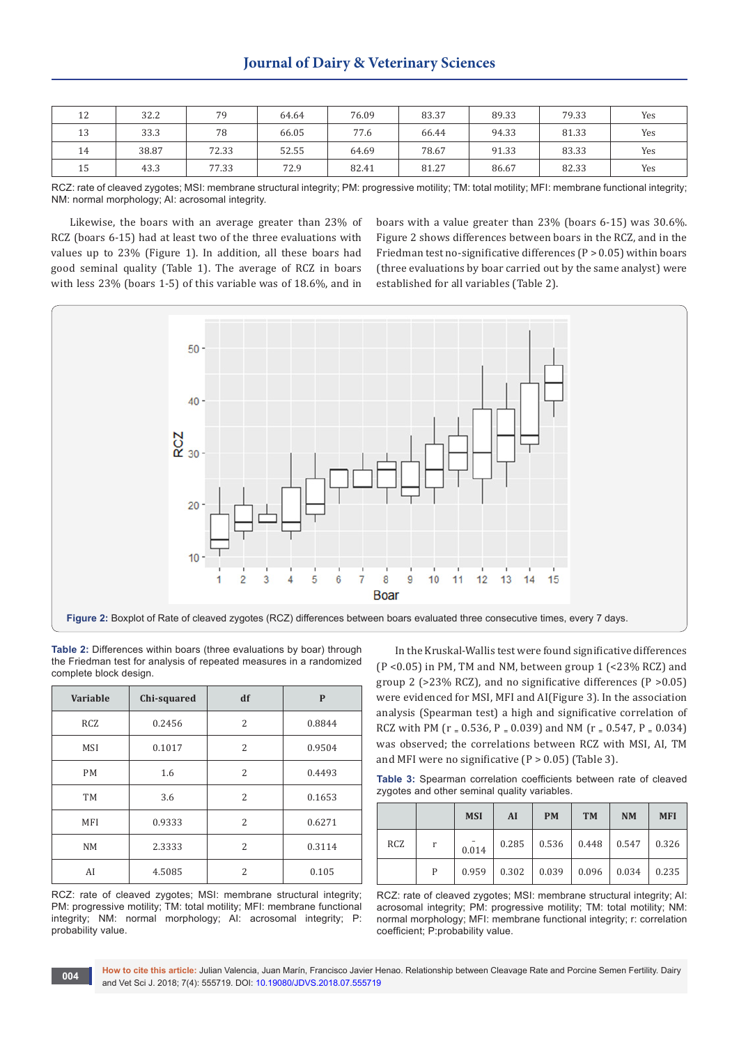| 12 | 32.2 | 79 | 64.64 | 76.09 | 83.37 | 89.33 | 79.33 | Yes |
|---|---|---|---|---|---|---|---|---|
| 13 | 33.3 | 78 | 66.05 | 77.6 | 66.44 | 94.33 | 81.33 | Yes |
| 14 | 38.87 | 72.33 | 52.55 | 64.69 | 78.67 | 91.33 | 83.33 | Yes |
| 15 | 43.3 | 77.33 | 72.9 | 82.41 | 81.27 | 86.67 | 82.33 | Yes |

RCZ: rate of cleaved zygotes; MSI: membrane structural integrity; PM: progressive motility; TM: total motility; MFI: membrane functional integrity; NM: normal morphology; AI: acrosomal integrity.

Likewise, the boars with an average greater than 23% of RCZ (boars 6-15) had at least two of the three evaluations with values up to 23% (Figure 1). In addition, all these boars had good seminal quality (Table 1). The average of RCZ in boars with less 23% (boars 1-5) of this variable was of 18.6%, and in boars with a value greater than 23% (boars 6-15) was 30.6%. Figure 2 shows differences between boars in the RCZ, and in the Friedman test no-significative differences (P > 0.05) within boars (three evaluations by boar carried out by the same analyst) were established for all variables (Table 2).

**Figure 2:** Boxplot of Rate of cleaved zygotes (RCZ) differences between boars evaluated three consecutive times, every 7 days.

**Table 2:** Differences within boars (three evaluations by boar) through the Friedman test for analysis of repeated measures in a randomized complete block design.

| Variable | Chi-squared | df | P |
|---|---|---|---|
| RCZ | 0.2456 | 2 | 0.8844 |
| MSI | 0.1017 | 2 | 0.9504 |
| PM | 1.6 | 2 | 0.4493 |
| TM | 3.6 | 2 | 0.1653 |
| MFI | 0.9333 | 2 | 0.6271 |
| NM | 2.3333 | 2 | 0.3114 |
| AI | 4.5085 | 2 | 0.105 |

RCZ: rate of cleaved zygotes; MSI: membrane structural integrity; PM: progressive motility; TM: total motility; MFI: membrane functional integrity; NM: normal morphology; AI: acrosomal integrity; P: probability value.

In the Kruskal-Wallis test were found significative differences (P <0.05) in PM, TM and NM, between group 1 (<23% RCZ) and group 2 (>23% RCZ), and no significative differences (P >0.05) were evidenced for MSI, MFI and AI(Figure 3). In the association analysis (Spearman test) a high and significative correlation of RCZ with PM (r = 0.536, P = 0.039) and NM (r = 0.547, P = 0.034) was observed; the correlations between RCZ with MSI, AI, TM and MFI were no significative (P > 0.05) (Table 3).

**Table 3:** Spearman correlation coefficients between rate of cleaved zygotes and other seminal quality variables.

| | | MSI | AI | PM | TM | NM | MFI |
|---|---|---|---|---|---|---|---|
| RCZ | r | -0.014 | 0.285 | 0.536 | 0.448 | 0.547 | 0.326 |
| | P | 0.959 | 0.302 | 0.039 | 0.096 | 0.034 | 0.235 |

RCZ: rate of cleaved zygotes; MSI: membrane structural integrity; AI: acrosomal integrity; PM: progressive motility; TM: total motility; NM: normal morphology; MFI: membrane functional integrity; r: correlation coefficient; P:probability value.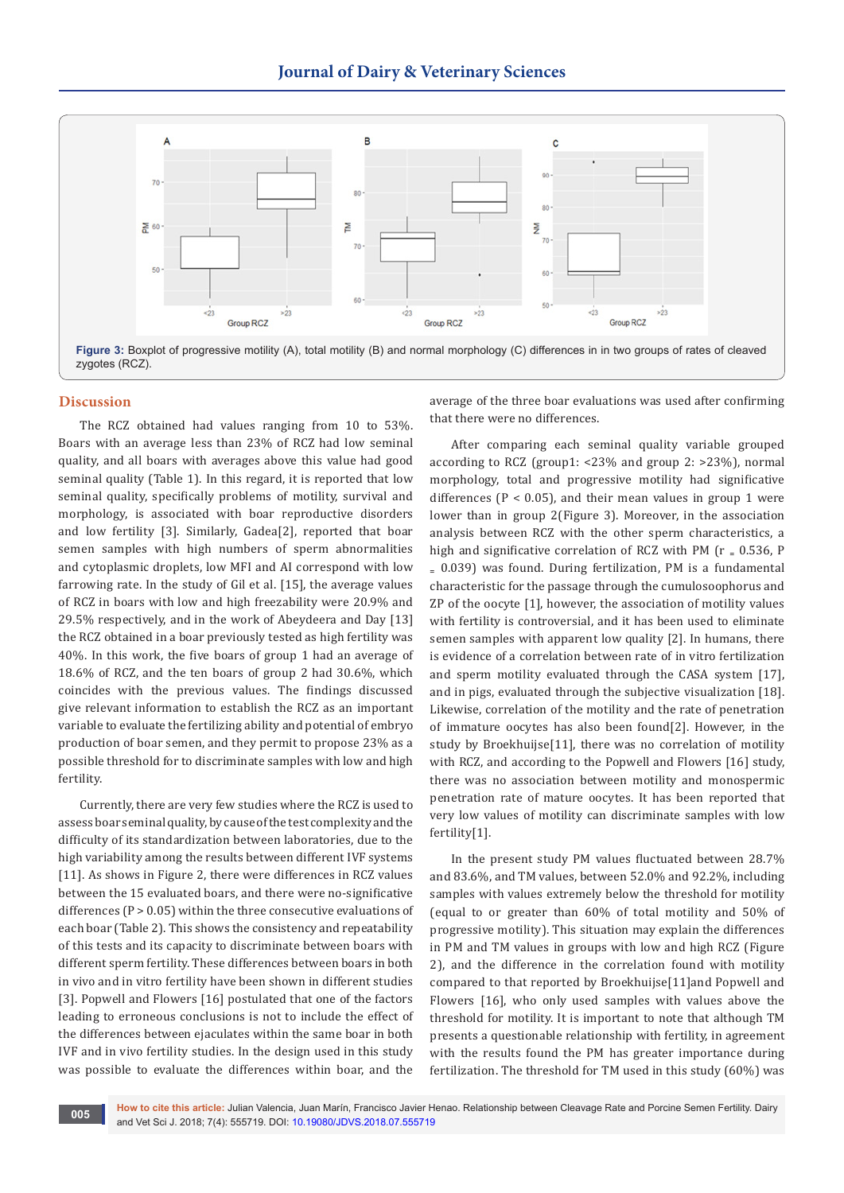Figure 3: Boxplot of progressive motility (A), total motility (B) and normal morphology (C) differences in in two groups of rates of cleaved zygotes (RCZ).

## Discussion

The RCZ obtained had values ranging from 10 to 53%. Boars with an average less than 23% of RCZ had low seminal quality, and all boars with averages above this value had good seminal quality (Table 1). In this regard, it is reported that low seminal quality, specifically problems of motility, survival and morphology, is associated with boar reproductive disorders and low fertility [3]. Similarly, Gadea[2], reported that boar semen samples with high numbers of sperm abnormalities and cytoplasmic droplets, low MFI and AI correspond with low farrowing rate. In the study of Gil et al. [15], the average values of RCZ in boars with low and high freezability were 20.9% and 29.5% respectively, and in the work of Abeydeera and Day [13] the RCZ obtained in a boar previously tested as high fertility was 40%. In this work, the five boars of group 1 had an average of 18.6% of RCZ, and the ten boars of group 2 had 30.6%, which coincides with the previous values. The findings discussed give relevant information to establish the RCZ as an important variable to evaluate the fertilizing ability and potential of embryo production of boar semen, and they permit to propose 23% as a possible threshold for to discriminate samples with low and high fertility.

Currently, there are very few studies where the RCZ is used to assess boar seminal quality, by cause of the test complexity and the difficulty of its standardization between laboratories, due to the high variability among the results between different IVF systems [11]. As shows in Figure 2, there were differences in RCZ values between the 15 evaluated boars, and there were no-significative differences ($P > 0.05$) within the three consecutive evaluations of each boar (Table 2). This shows the consistency and repeatability of this tests and its capacity to discriminate between boars with different sperm fertility. These differences between boars in both in vivo and in vitro fertility have been shown in different studies [3]. Popwell and Flowers [16] postulated that one of the factors leading to erroneous conclusions is not to include the effect of the differences between ejaculates within the same boar in both IVF and in vivo fertility studies. In the design used in this study was possible to evaluate the differences within boar, and the average of the three boar evaluations was used after confirming that there were no differences.

After comparing each seminal quality variable grouped according to RCZ (group1: <23% and group 2: >23%), normal morphology, total and progressive motility had significative differences ($P < 0.05$), and their mean values in group 1 were lower than in group 2(Figure 3). Moreover, in the association analysis between RCZ with the other sperm characteristics, a high and significative correlation of RCZ with PM ($r = 0.536$, $P = 0.039$) was found. During fertilization, PM is a fundamental characteristic for the passage through the cumulosoophorus and ZP of the oocyte [1], however, the association of motility values with fertility is controversial, and it has been used to eliminate semen samples with apparent low quality [2]. In humans, there is evidence of a correlation between rate of in vitro fertilization and sperm motility evaluated through the CASA system [17], and in pigs, evaluated through the subjective visualization [18]. Likewise, correlation of the motility and the rate of penetration of immature oocytes has also been found[2]. However, in the study by Broekhuijse[11], there was no correlation of motility with RCZ, and according to the Popwell and Flowers [16] study, there was no association between motility and monospermic penetration rate of mature oocytes. It has been reported that very low values of motility can discriminate samples with low fertility[1].

In the present study PM values fluctuated between 28.7% and 83.6%, and TM values, between 52.0% and 92.2%, including samples with values extremely below the threshold for motility (equal to or greater than 60% of total motility and 50% of progressive motility). This situation may explain the differences in PM and TM values in groups with low and high RCZ (Figure 2), and the difference in the correlation found with motility compared to that reported by Broekhuijse[11]and Popwell and Flowers [16], who only used samples with values above the threshold for motility. It is important to note that although TM presents a questionable relationship with fertility, in agreement with the results found the PM has greater importance during fertilization. The threshold for TM used in this study (60%) was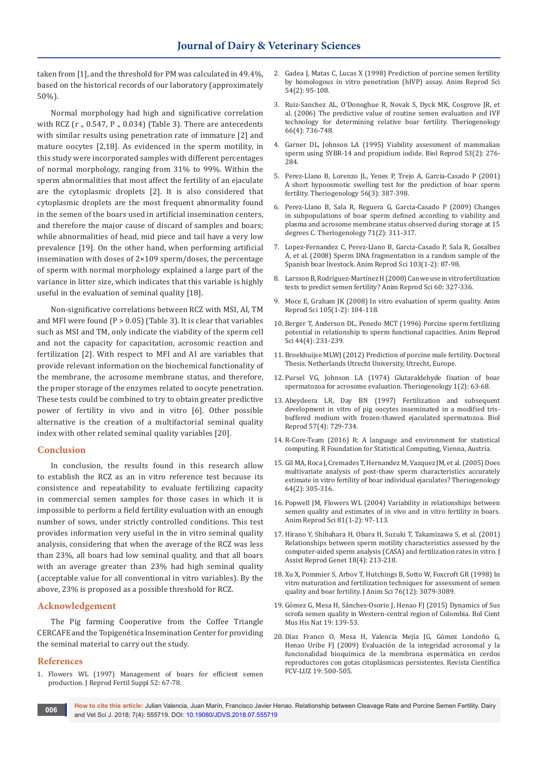taken from [1], and the threshold for PM was calculated in 49.4%, based on the historical records of our laboratory (approximately 50%).

Normal morphology had high and significative correlation with RCZ ($r = 0.547$, $P = 0.034$) (Table 3). There are antecedents with similar results using penetration rate of immature [2] and mature oocytes [2,18]. As evidenced in the sperm motility, in this study were incorporated samples with different percentages of normal morphology, ranging from 31% to 99%. Within the sperm abnormalities that most affect the fertility of an ejaculate are the cytoplasmic droplets [2]. It is also considered that cytoplasmic droplets are the most frequent abnormality found in the semen of the boars used in artificial insemination centers, and therefore the major cause of discard of samples and boars; while abnormalities of head, mid piece and tail have a very low prevalence [19]. On the other hand, when performing artificial insemination with doses of $2\times10^9$ sperm/doses, the percentage of sperm with normal morphology explained a large part of the variance in litter size, which indicates that this variable is highly useful in the evaluation of seminal quality [18].

Non-significative correlations between RCZ with MSI, AI, TM and MFI were found ($P > 0.05$) (Table 3). It is clear that variables such as MSI and TM, only indicate the viability of the sperm cell and not the capacity for capacitation, acrosomic reaction and fertilization [2]. With respect to MFI and AI are variables that provide relevant information on the biochemical functionality of the membrane, the acrosome membrane status, and therefore, the proper storage of the enzymes related to oocyte penetration. These tests could be combined to try to obtain greater predictive power of fertility in vivo and in vitro [6]. Other possible alternative is the creation of a multifactorial seminal quality index with other related seminal quality variables [20].

## Conclusion

In conclusion, the results found in this research allow to establish the RCZ as an in vitro reference test because its consistence and repeatability to evaluate fertilizing capacity in commercial semen samples for those cases in which it is impossible to perform a field fertility evaluation with an enough number of sows, under strictly controlled conditions. This test provides information very useful in the in vitro seminal quality analysis, considering that when the average of the RCZ was less than 23%, all boars had low seminal quality, and that all boars with an average greater than 23% had high seminal quality (acceptable value for all conventional in vitro variables). By the above, 23% is proposed as a possible threshold for RCZ.

## Acknowledgement

The Pig farming Cooperative from the Coffee Triangle CERCAFE and the Topigenética Insemination Center for providing the seminal material to carry out the study.

## References

1. Flowers WL (1997) Management of boars for efficient semen production. J Reprod Fertil Suppl 52: 67-78.
2. Gadea J, Matas C, Lucas X (1998) Prediction of porcine semen fertility by homologous in vitro penetration (hIVP) assay. Anim Reprod Sci 54(2): 95-108.
3. Ruiz-Sanchez AL, O'Donoghue R, Novak S, Dyck MK, Cosgrove JR, et al. (2006) The predictive value of routine semen evaluation and IVF technology for determining relative boar fertility. Theriogenology 66(4): 736-748.
4. Garner DL, Johnson LA (1995) Viability assessment of mammalian sperm using SYBR-14 and propidium iodide. Biol Reprod 53(2): 276-284.
5. Perez-Llano B, Lorenzo JL, Yenes P, Trejo A, Garcia-Casado P (2001) A short hypoosmotic swelling test for the prediction of boar sperm fertility. Theriogenology 56(3): 387-398.
6. Perez-Llano B, Sala R, Reguera G, Garcia-Casado P (2009) Changes in subpopulations of boar sperm defined according to viability and plasma and acrosome membrane status observed during storage at 15 degrees C. Theriogenology 71(2): 311-317.
7. Lopez-Fernandez C, Perez-Llano B, Garcia-Casado P, Sala R, Gosalbez A, et al. (2008) Sperm DNA fragmentation in a random sample of the Spanish boar livestock. Anim Reprod Sci 103(1-2): 87-98.
8. Larsson B, Rodríguez-Martínez H (2000) Can we use in vitro fertilization tests to predict semen fertility? Anim Reprod Sci 60: 327-336.
9. Moce E, Graham JK (2008) In vitro evaluation of sperm quality. Anim Reprod Sci 105(1-2): 104-118.
10. Berger T, Anderson DL, Penedo MCT (1996) Porcine sperm fertilizing potential in relationship to sperm functional capacities. Anim Reprod Sci 44(4): 231-239.
11. Broekhuijse MLWJ (2012) Prediction of porcine male fertility. Doctoral Thesis. Netherlands Utrecht University, Utrecht, Europe.
12. Pursel VG, Johnson LA (1974) Glutaraldehyde fixation of boar spermatozoa for acrosome evaluation. Theriogenology 1(2): 63-68.
13. Abeydeera LR, Day BN (1997) Fertilization and subsequent development in vitro of pig oocytes inseminated in a modified tris-buffered medium with frozen-thawed ejaculated spermatozoa. Biol Reprod 57(4): 729-734.
14. R-Core-Team (2016) R: A language and environment for statistical computing. R Foundation for Statistical Computing, Vienna, Austria.
15. Gil MA, Roca J, Cremades T, Hernandez M, Vazquez JM, et al. (2005) Does multivariate analysis of post-thaw sperm characteristics accurately estimate in vitro fertility of boar individual ejaculates? Theriogenology 64(2): 305-316.
16. Popwell JM, Flowers WL (2004) Variability in relationships between semen quality and estimates of in vivo and in vitro fertility in boars. Anim Reprod Sci 81(1-2): 97-113.
17. Hirano Y, Shibahara H, Obara H, Suzuki T, Takamizawa S, et al. (2001) Relationships between sperm motility characteristics assessed by the computer-aided sperm analysis (CASA) and fertilization rates in vitro. J Assist Reprod Genet 18(4): 213-218.
18. Xu X, Pommier S, Arbov T, Hutchings B, Sotto W, Foxcroft GR (1998) In vitro maturation and fertilization techniques for assessment of semen quality and boar fertility. J Anim Sci 76(12): 3079-3089.
19. Gómez G, Mesa H, Sánches-Osorio J, Henao FJ (2015) Dynamics of Sus scrofa semen quality in Western-central region of Colombia. Bol Cient Mus His Nat 19: 139-53.
20. Díaz Franco O, Mesa H, Valencia Mejía JG, Gómez Londoño G, Henao Uribe FJ (2009) Evaluación de la integridad acrosomal y la funcionalidad bioquímica de la membrana espermática en cerdos reproductores con gotas citoplásmicas persistentes. Revista Científica FCV-LUZ 19: 500-505.

**How to cite this article:** Julian Valencia, Juan Marín, Francisco Javier Henao. Relationship between Cleavage Rate and Porcine Semen Fertility. Dairy and Vet Sci J. 2018; 7(4): 555719. DOI: 10.19080/JDVS.2018.07.555719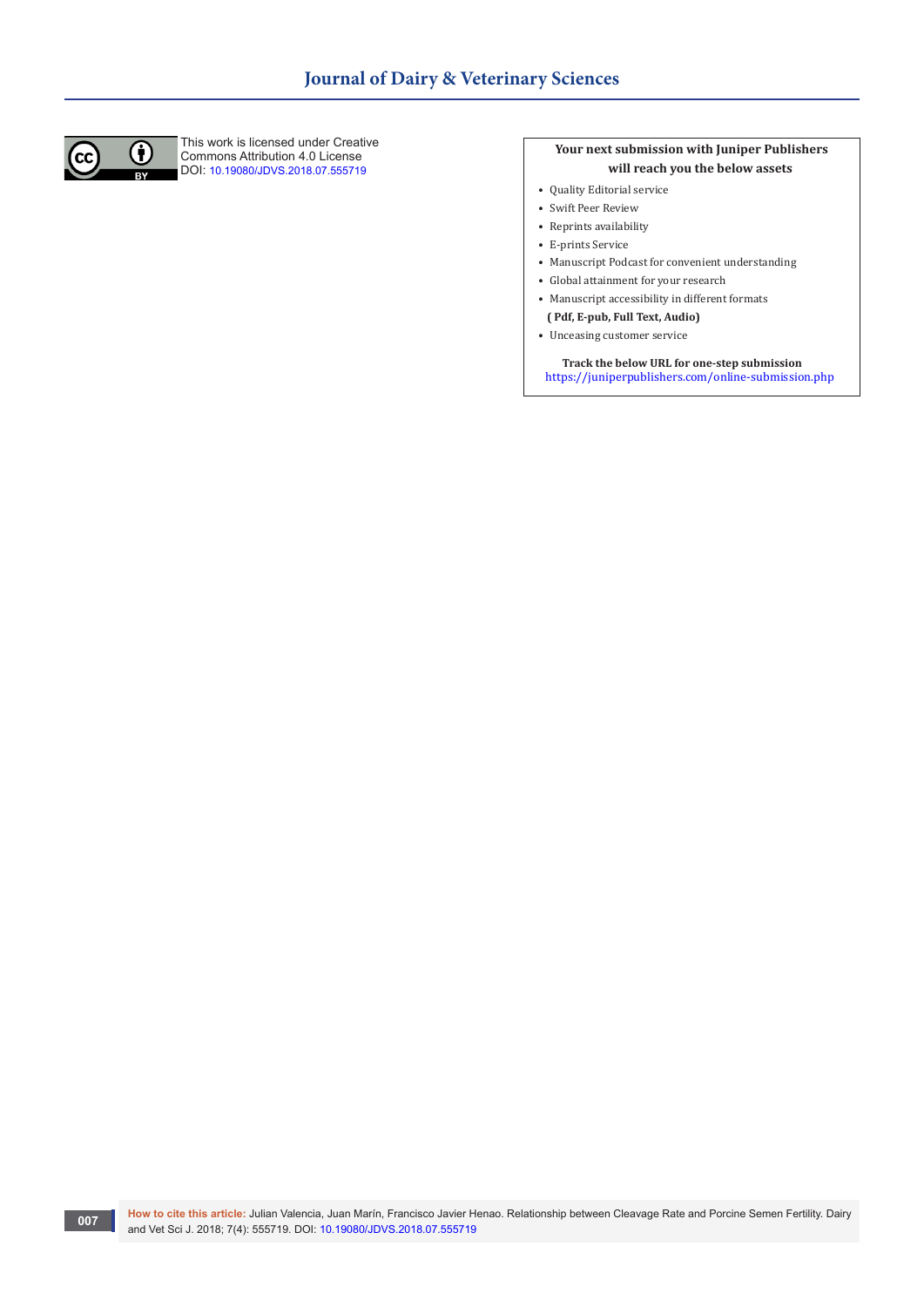This work is licensed under Creative Commons Attribution 4.0 License
DOI: 10.19080/JDVS.2018.07.555719

**Your next submission with Juniper Publishers will reach you the below assets**

- Quality Editorial service
- Swift Peer Review
- Reprints availability
- E-prints Service
- Manuscript Podcast for convenient understanding
- Global attainment for your research
- Manuscript accessibility in different formats

**( Pdf, E-pub, Full Text, Audio)**

- Unceasing customer service

**Track the below URL for one-step submission**
https://juniperpublishers.com/online-submission.php

**How to cite this article:** Julian Valencia, Juan Marín, Francisco Javier Henao. Relationship between Cleavage Rate and Porcine Semen Fertility. Dairy and Vet Sci J. 2018; 7(4): 555719. DOI: 10.19080/JDVS.2018.07.555719